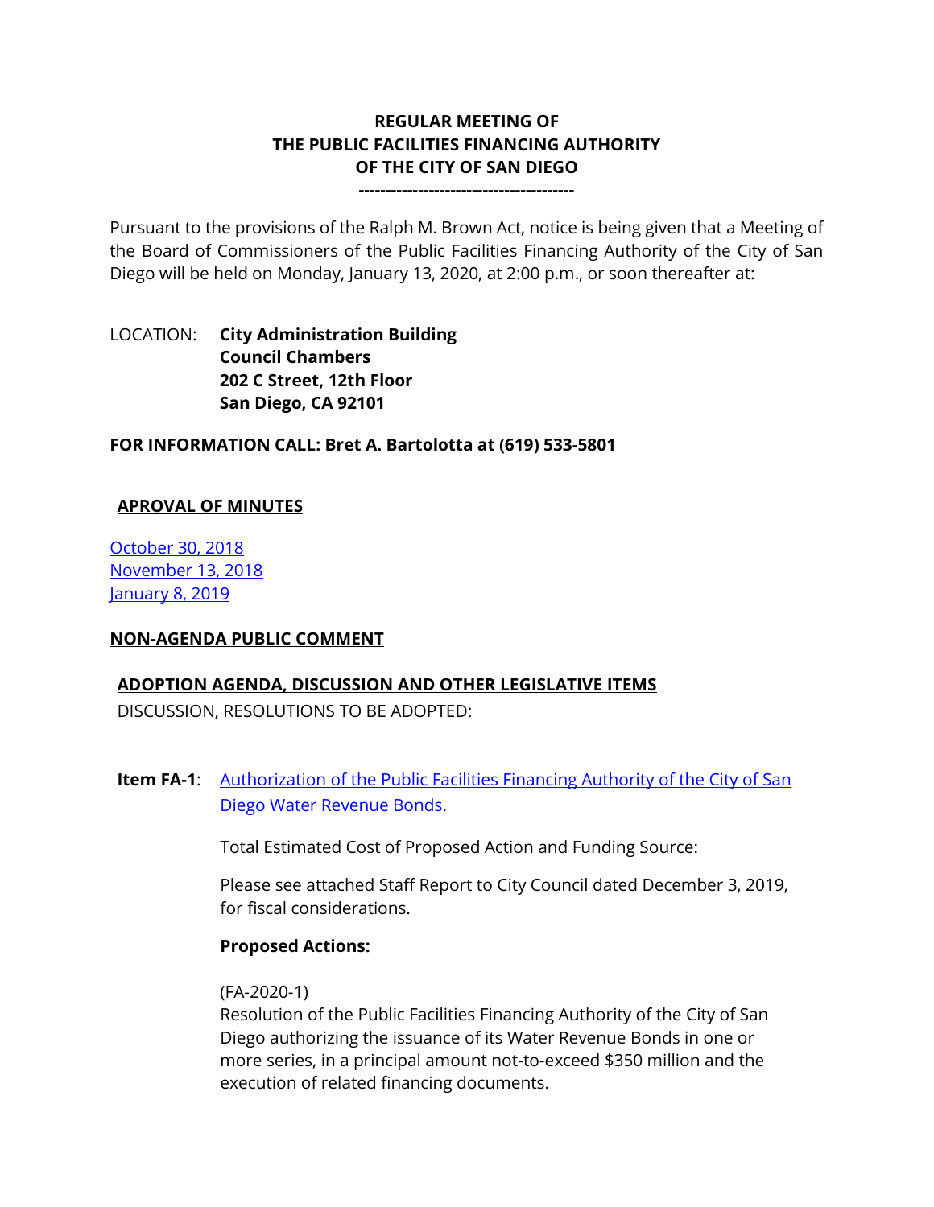**REGULAR MEETING OF**
**THE PUBLIC FACILITIES FINANCING AUTHORITY**
**OF THE CITY OF SAN DIEGO**

---

Pursuant to the provisions of the Ralph M. Brown Act, notice is being given that a Meeting of the Board of Commissioners of the Public Facilities Financing Authority of the City of San Diego will be held on Monday, January 13, 2020, at 2:00 p.m., or soon thereafter at:

LOCATION: **City Administration Building**
**Council Chambers**
**202 C Street, 12th Floor**
**San Diego, CA 92101**

**FOR INFORMATION CALL: Bret A. Bartolotta at (619) 533-5801**

## APROVAL OF MINUTES

October 30, 2018
November 13, 2018
January 8, 2019

## NON-AGENDA PUBLIC COMMENT

## ADOPTION AGENDA, DISCUSSION AND OTHER LEGISLATIVE ITEMS

DISCUSSION, RESOLUTIONS TO BE ADOPTED:

**Item FA-1**: Authorization of the Public Facilities Financing Authority of the City of San Diego Water Revenue Bonds.

Total Estimated Cost of Proposed Action and Funding Source:

Please see attached Staff Report to City Council dated December 3, 2019, for fiscal considerations.

**Proposed Actions:**

(FA-2020-1)
Resolution of the Public Facilities Financing Authority of the City of San Diego authorizing the issuance of its Water Revenue Bonds in one or more series, in a principal amount not-to-exceed $350 million and the execution of related financing documents.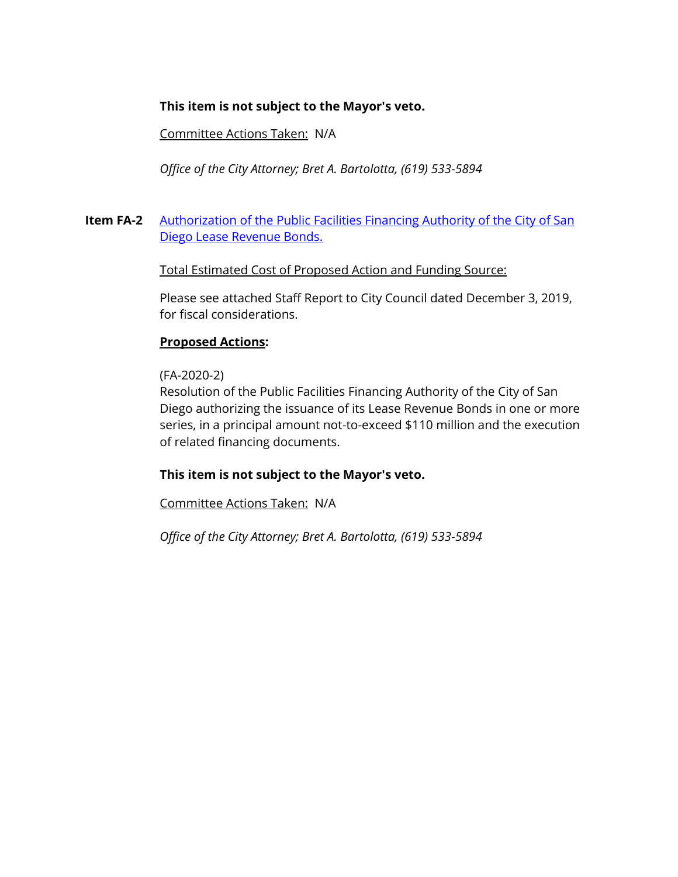**This item is not subject to the Mayor's veto.**

Committee Actions Taken: N/A

*Office of the City Attorney; Bret A. Bartolotta, (619) 533-5894*

**Item FA-2** Authorization of the Public Facilities Financing Authority of the City of San Diego Lease Revenue Bonds.

Total Estimated Cost of Proposed Action and Funding Source:

Please see attached Staff Report to City Council dated December 3, 2019, for fiscal considerations.

**Proposed Actions:**

(FA-2020-2)
Resolution of the Public Facilities Financing Authority of the City of San Diego authorizing the issuance of its Lease Revenue Bonds in one or more series, in a principal amount not-to-exceed $110 million and the execution of related financing documents.

**This item is not subject to the Mayor's veto.**

Committee Actions Taken: N/A

*Office of the City Attorney; Bret A. Bartolotta, (619) 533-5894*